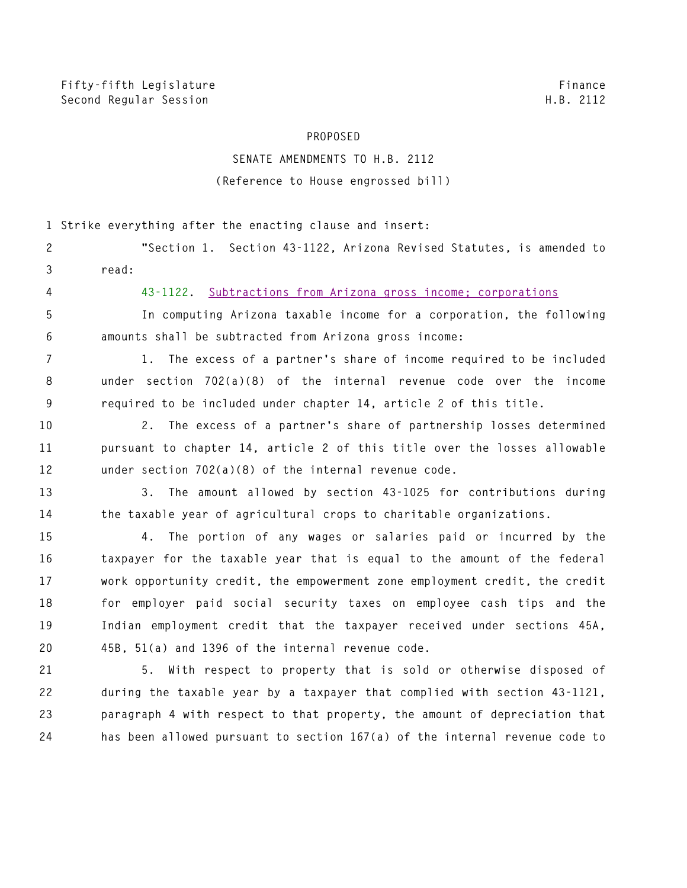Fifty-fifth Legislature
Second Regular Session

Finance
H.B. 2112

PROPOSED

SENATE AMENDMENTS TO H.B. 2112

(Reference to House engrossed bill)

Strike everything after the enacting clause and insert:

"Section 1. Section 43-1122, Arizona Revised Statutes, is amended to read:

43-1122. Subtractions from Arizona gross income; corporations

In computing Arizona taxable income for a corporation, the following amounts shall be subtracted from Arizona gross income:

1. The excess of a partner's share of income required to be included under section 702(a)(8) of the internal revenue code over the income required to be included under chapter 14, article 2 of this title.

2. The excess of a partner's share of partnership losses determined pursuant to chapter 14, article 2 of this title over the losses allowable under section 702(a)(8) of the internal revenue code.

3. The amount allowed by section 43-1025 for contributions during the taxable year of agricultural crops to charitable organizations.

4. The portion of any wages or salaries paid or incurred by the taxpayer for the taxable year that is equal to the amount of the federal work opportunity credit, the empowerment zone employment credit, the credit for employer paid social security taxes on employee cash tips and the Indian employment credit that the taxpayer received under sections 45A, 45B, 51(a) and 1396 of the internal revenue code.

5. With respect to property that is sold or otherwise disposed of during the taxable year by a taxpayer that complied with section 43-1121, paragraph 4 with respect to that property, the amount of depreciation that has been allowed pursuant to section 167(a) of the internal revenue code to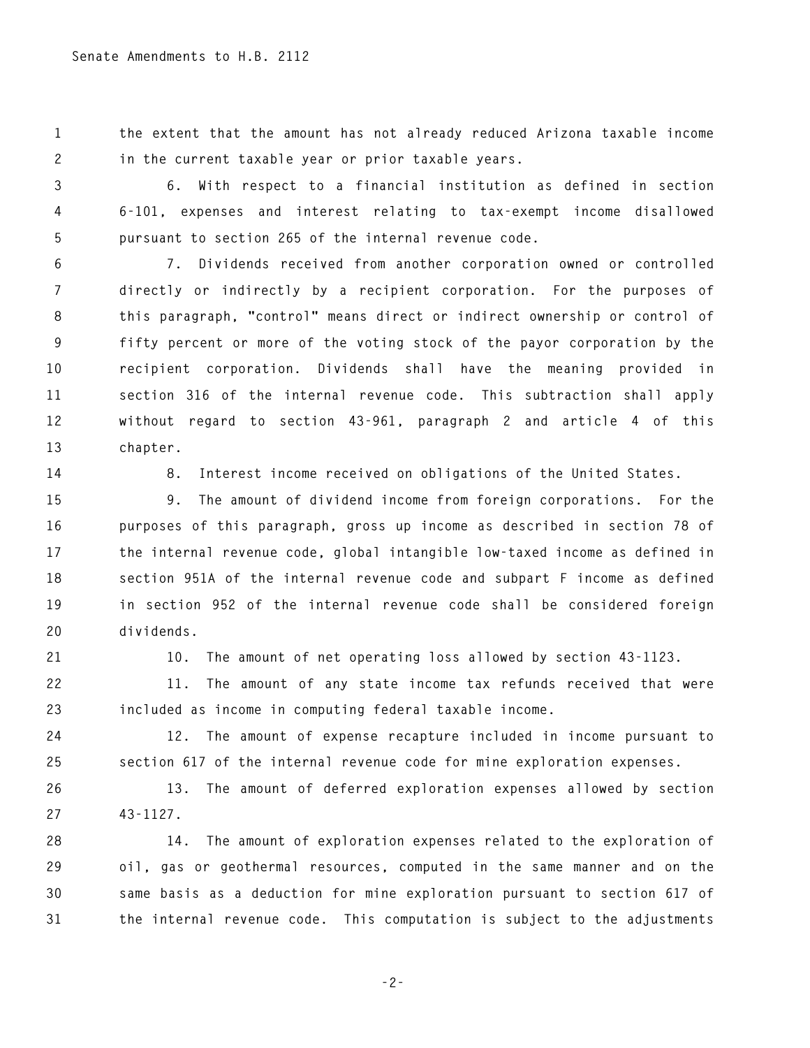the extent that the amount has not already reduced Arizona taxable income in the current taxable year or prior taxable years.

6. With respect to a financial institution as defined in section 6-101, expenses and interest relating to tax-exempt income disallowed pursuant to section 265 of the internal revenue code.

7. Dividends received from another corporation owned or controlled directly or indirectly by a recipient corporation. For the purposes of this paragraph, "control" means direct or indirect ownership or control of fifty percent or more of the voting stock of the payor corporation by the recipient corporation. Dividends shall have the meaning provided in section 316 of the internal revenue code. This subtraction shall apply without regard to section 43-961, paragraph 2 and article 4 of this chapter.

8. Interest income received on obligations of the United States.

9. The amount of dividend income from foreign corporations. For the purposes of this paragraph, gross up income as described in section 78 of the internal revenue code, global intangible low-taxed income as defined in section 951A of the internal revenue code and subpart F income as defined in section 952 of the internal revenue code shall be considered foreign dividends.

10. The amount of net operating loss allowed by section 43-1123.

11. The amount of any state income tax refunds received that were included as income in computing federal taxable income.

12. The amount of expense recapture included in income pursuant to section 617 of the internal revenue code for mine exploration expenses.

13. The amount of deferred exploration expenses allowed by section 43-1127.

14. The amount of exploration expenses related to the exploration of oil, gas or geothermal resources, computed in the same manner and on the same basis as a deduction for mine exploration pursuant to section 617 of the internal revenue code. This computation is subject to the adjustments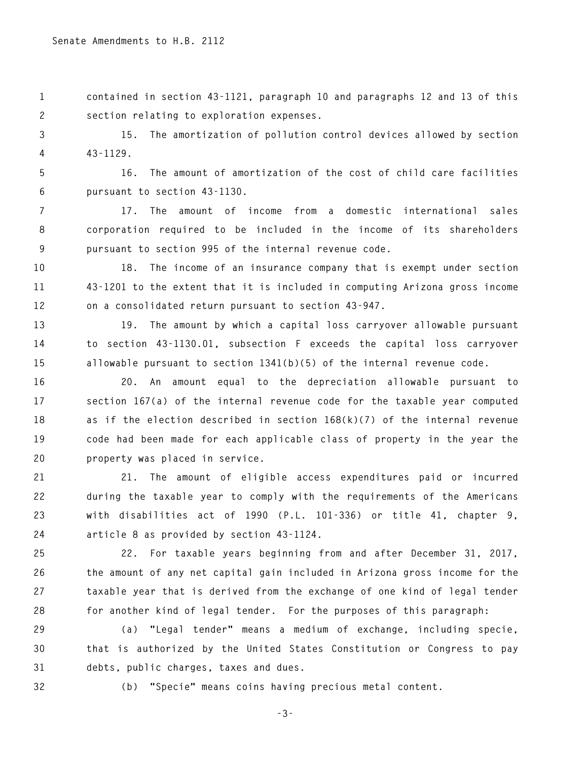contained in section 43-1121, paragraph 10 and paragraphs 12 and 13 of this section relating to exploration expenses.

15. The amortization of pollution control devices allowed by section 43-1129.

16. The amount of amortization of the cost of child care facilities pursuant to section 43-1130.

17. The amount of income from a domestic international sales corporation required to be included in the income of its shareholders pursuant to section 995 of the internal revenue code.

18. The income of an insurance company that is exempt under section 43-1201 to the extent that it is included in computing Arizona gross income on a consolidated return pursuant to section 43-947.

19. The amount by which a capital loss carryover allowable pursuant to section 43-1130.01, subsection F exceeds the capital loss carryover allowable pursuant to section 1341(b)(5) of the internal revenue code.

20. An amount equal to the depreciation allowable pursuant to section 167(a) of the internal revenue code for the taxable year computed as if the election described in section 168(k)(7) of the internal revenue code had been made for each applicable class of property in the year the property was placed in service.

21. The amount of eligible access expenditures paid or incurred during the taxable year to comply with the requirements of the Americans with disabilities act of 1990 (P.L. 101-336) or title 41, chapter 9, article 8 as provided by section 43-1124.

22. For taxable years beginning from and after December 31, 2017, the amount of any net capital gain included in Arizona gross income for the taxable year that is derived from the exchange of one kind of legal tender for another kind of legal tender. For the purposes of this paragraph:

(a) "Legal tender" means a medium of exchange, including specie, that is authorized by the United States Constitution or Congress to pay debts, public charges, taxes and dues.

(b) "Specie" means coins having precious metal content.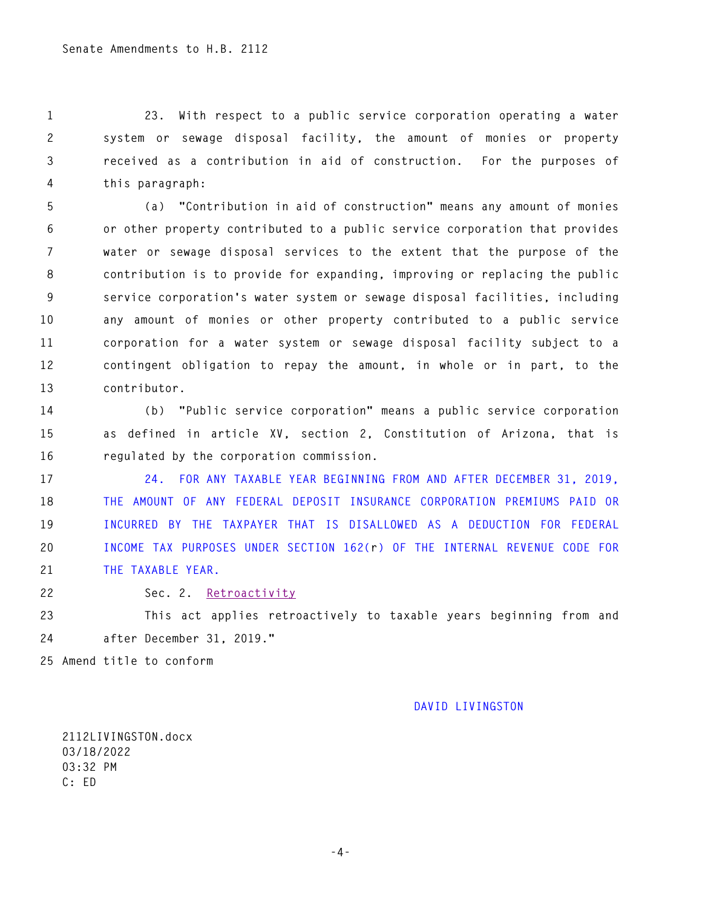23. With respect to a public service corporation operating a water system or sewage disposal facility, the amount of monies or property received as a contribution in aid of construction. For the purposes of this paragraph:

(a) "Contribution in aid of construction" means any amount of monies or other property contributed to a public service corporation that provides water or sewage disposal services to the extent that the purpose of the contribution is to provide for expanding, improving or replacing the public service corporation's water system or sewage disposal facilities, including any amount of monies or other property contributed to a public service corporation for a water system or sewage disposal facility subject to a contingent obligation to repay the amount, in whole or in part, to the contributor.

(b) "Public service corporation" means a public service corporation as defined in article XV, section 2, Constitution of Arizona, that is regulated by the corporation commission.

24. FOR ANY TAXABLE YEAR BEGINNING FROM AND AFTER DECEMBER 31, 2019, THE AMOUNT OF ANY FEDERAL DEPOSIT INSURANCE CORPORATION PREMIUMS PAID OR INCURRED BY THE TAXPAYER THAT IS DISALLOWED AS A DEDUCTION FOR FEDERAL INCOME TAX PURPOSES UNDER SECTION 162(r) OF THE INTERNAL REVENUE CODE FOR THE TAXABLE YEAR.

Sec. 2. Retroactivity

This act applies retroactively to taxable years beginning from and after December 31, 2019."

Amend title to conform

DAVID LIVINGSTON

2112LIVINGSTON.docx
03/18/2022
03:32 PM
C: ED